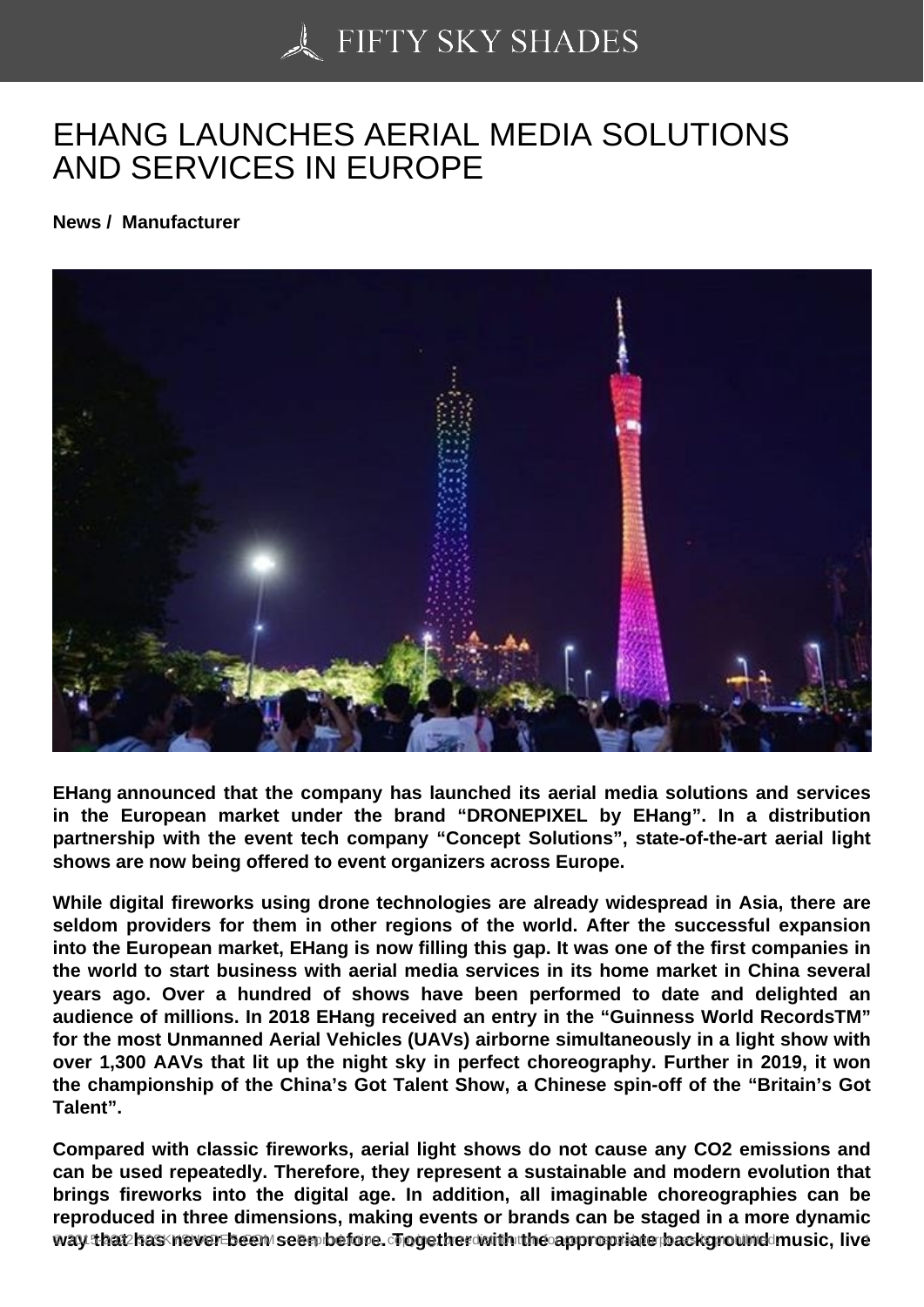# EHANG LAUNCHES AERIAL MEDIA SOLUTIONS AND SERVICES IN EUROPE

**News / Manufacturer**

**EHang announced that the company has launched its aerial media solutions and services in the European market under the brand “DRONEPIXEL by EHang”. In a distribution partnership with the event tech company “Concept Solutions”, state-of-the-art aerial light shows are now being offered to event organizers across Europe.**

**While digital fireworks using drone technologies are already widespread in Asia, there are seldom providers for them in other regions of the world. After the successful expansion into the European market, EHang is now filling this gap. It was one of the first companies in the world to start business with aerial media services in its home market in China several years ago. Over a hundred of shows have been performed to date and delighted an audience of millions. In 2018 EHang received an entry in the “Guinness World RecordsTM” for the most Unmanned Aerial Vehicles (UAVs) airborne simultaneously in a light show with over 1,300 AAVs that lit up the night sky in perfect choreography. Further in 2019, it won the championship of the China’s Got Talent Show, a Chinese spin-off of the “Britain’s Got Talent”.**

**Compared with classic fireworks, aerial light shows do not cause any $CO_2$ emissions and can be used repeatedly. Therefore, they represent a sustainable and modern evolution that brings fireworks into the digital age. In addition, all imaginable choreographies can be reproduced in three dimensions, making events or brands can be staged in a more dynamic way that has never been seen before. Together with the appropriate background music, live**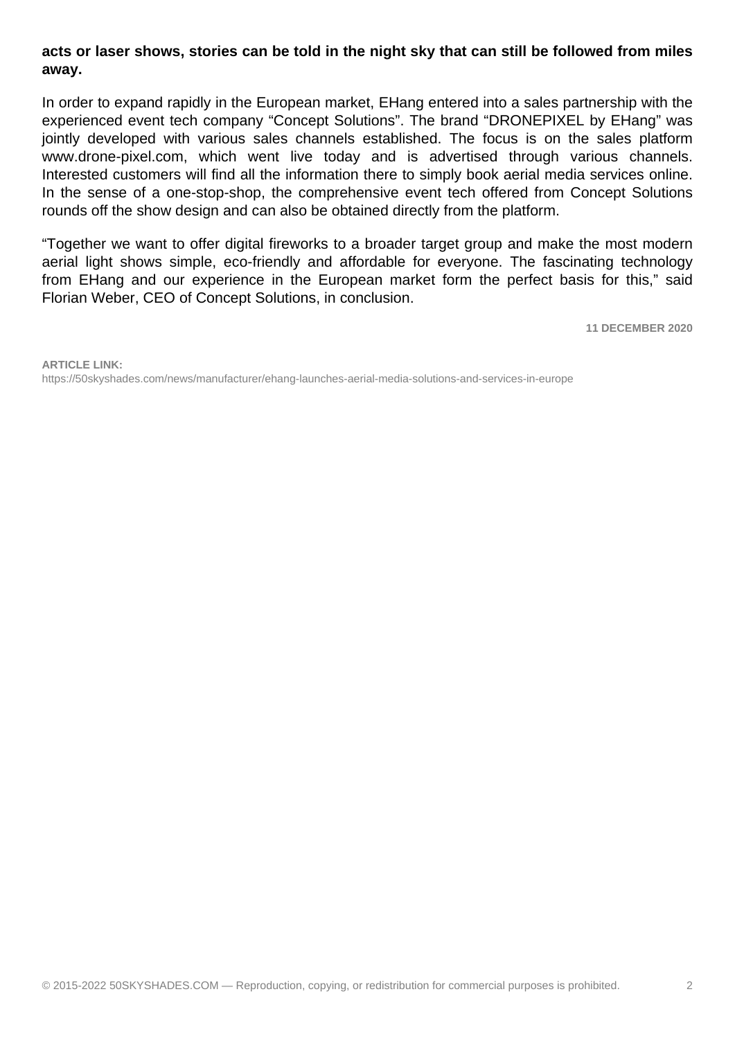**acts or laser shows, stories can be told in the night sky that can still be followed from miles away.**

In order to expand rapidly in the European market, EHang entered into a sales partnership with the experienced event tech company “Concept Solutions”. The brand “DRONEPIXEL by EHang” was jointly developed with various sales channels established. The focus is on the sales platform www.drone-pixel.com, which went live today and is advertised through various channels. Interested customers will find all the information there to simply book aerial media services online. In the sense of a one-stop-shop, the comprehensive event tech offered from Concept Solutions rounds off the show design and can also be obtained directly from the platform.

“Together we want to offer digital fireworks to a broader target group and make the most modern aerial light shows simple, eco-friendly and affordable for everyone. The fascinating technology from EHang and our experience in the European market form the perfect basis for this,” said Florian Weber, CEO of Concept Solutions, in conclusion.

**11 DECEMBER 2020**

**ARTICLE LINK:**
https://50skyshades.com/news/manufacturer/ehang-launches-aerial-media-solutions-and-services-in-europe